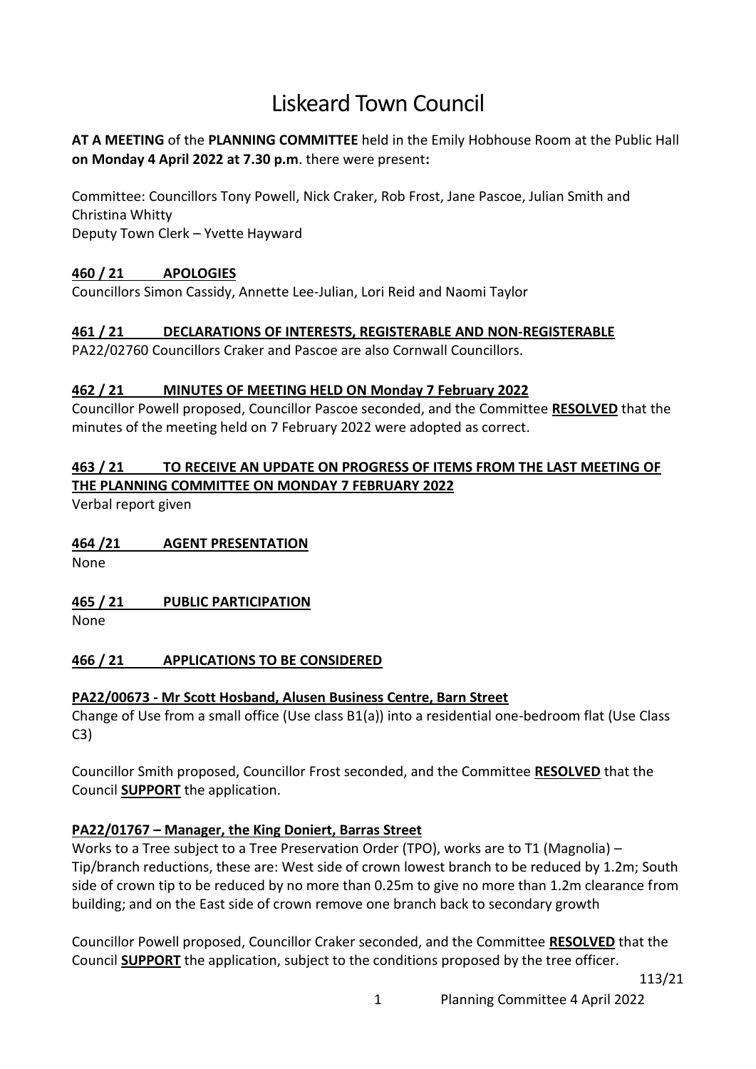# Liskeard Town Council

**AT A MEETING** of the **PLANNING COMMITTEE** held in the Emily Hobhouse Room at the Public Hall **on Monday 4 April 2022 at 7.30 p.m**. there were present**:**

Committee: Councillors Tony Powell, Nick Craker, Rob Frost, Jane Pascoe, Julian Smith and Christina Whitty
Deputy Town Clerk – Yvette Hayward

**460 / 21 APOLOGIES**

Councillors Simon Cassidy, Annette Lee-Julian, Lori Reid and Naomi Taylor

**461 / 21 DECLARATIONS OF INTERESTS, REGISTERABLE AND NON-REGISTERABLE**

PA22/02760 Councillors Craker and Pascoe are also Cornwall Councillors.

**462 / 21 MINUTES OF MEETING HELD ON Monday 7 February 2022**

Councillor Powell proposed, Councillor Pascoe seconded, and the Committee **RESOLVED** that the minutes of the meeting held on 7 February 2022 were adopted as correct.

**463 / 21 TO RECEIVE AN UPDATE ON PROGRESS OF ITEMS FROM THE LAST MEETING OF THE PLANNING COMMITTEE ON MONDAY 7 FEBRUARY 2022**

Verbal report given

**464 /21 AGENT PRESENTATION**

None

**465 / 21 PUBLIC PARTICIPATION**

None

**466 / 21 APPLICATIONS TO BE CONSIDERED**

**PA22/00673 - Mr Scott Hosband, Alusen Business Centre, Barn Street**

Change of Use from a small office (Use class B1(a)) into a residential one-bedroom flat (Use Class C3)

Councillor Smith proposed, Councillor Frost seconded, and the Committee **RESOLVED** that the Council **SUPPORT** the application.

**PA22/01767 – Manager, the King Doniert, Barras Street**

Works to a Tree subject to a Tree Preservation Order (TPO), works are to T1 (Magnolia) – Tip/branch reductions, these are: West side of crown lowest branch to be reduced by 1.2m; South side of crown tip to be reduced by no more than 0.25m to give no more than 1.2m clearance from building; and on the East side of crown remove one branch back to secondary growth

Councillor Powell proposed, Councillor Craker seconded, and the Committee **RESOLVED** that the Council **SUPPORT** the application, subject to the conditions proposed by the tree officer.

113/21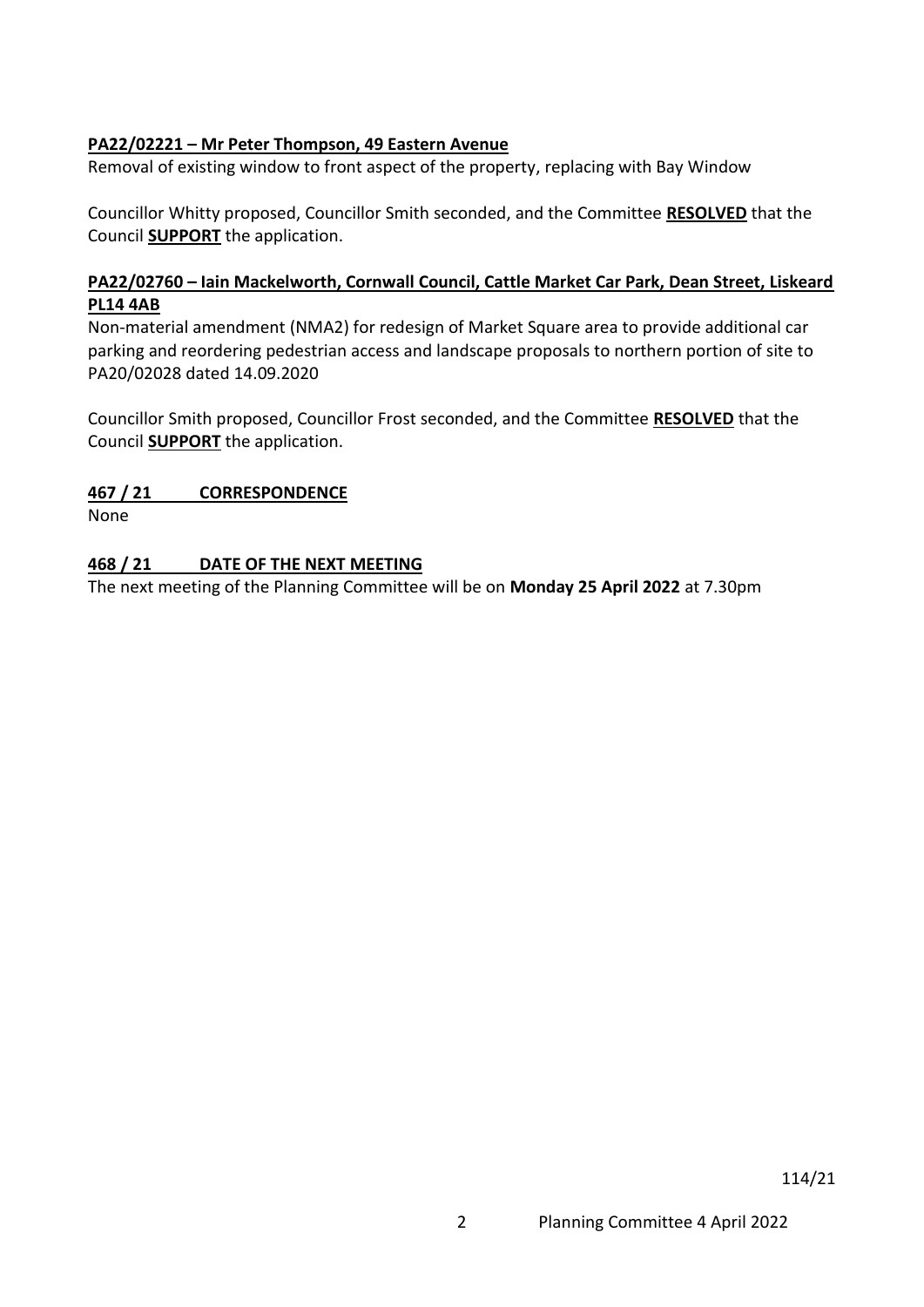**PA22/02221 – Mr Peter Thompson, 49 Eastern Avenue**

Removal of existing window to front aspect of the property, replacing with Bay Window

Councillor Whitty proposed, Councillor Smith seconded, and the Committee **RESOLVED** that the Council **SUPPORT** the application.

**PA22/02760 – Iain Mackelworth, Cornwall Council, Cattle Market Car Park, Dean Street, Liskeard PL14 4AB**

Non-material amendment (NMA2) for redesign of Market Square area to provide additional car parking and reordering pedestrian access and landscape proposals to northern portion of site to PA20/02028 dated 14.09.2020

Councillor Smith proposed, Councillor Frost seconded, and the Committee **RESOLVED** that the Council **SUPPORT** the application.

## 467 / 21 CORRESPONDENCE

None

## 468 / 21 DATE OF THE NEXT MEETING

The next meeting of the Planning Committee will be on **Monday 25 April 2022** at 7.30pm

114/21